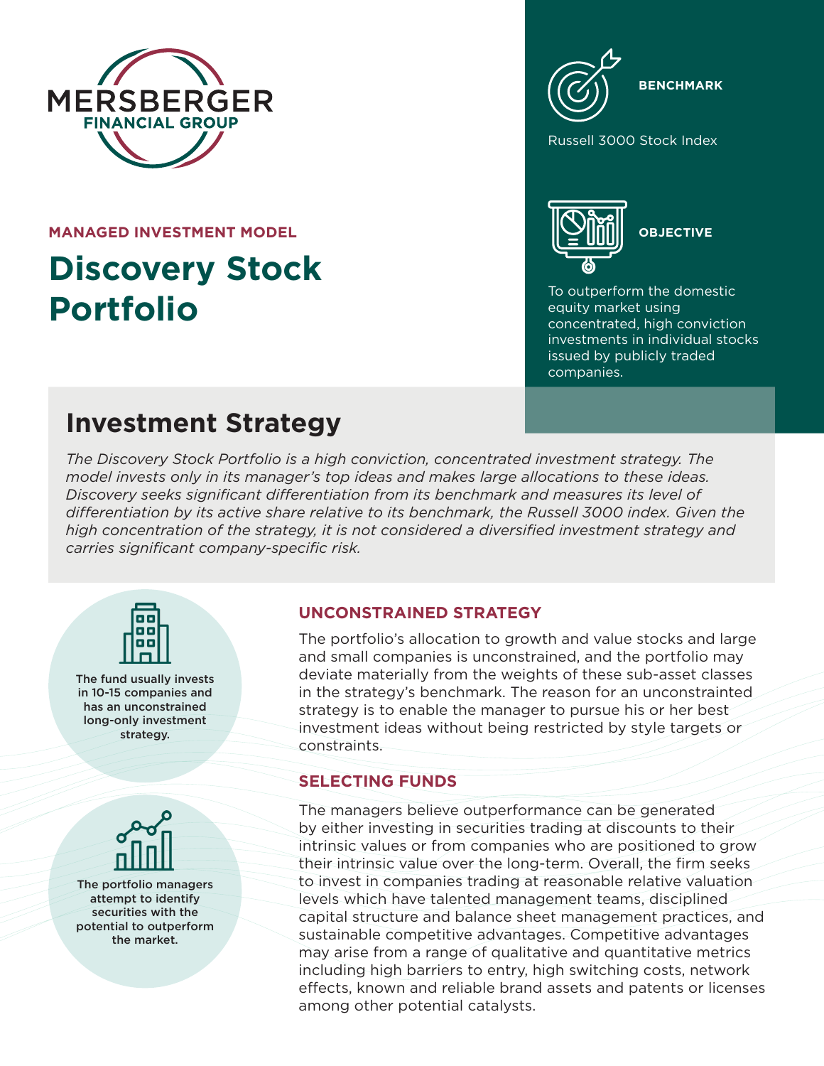MERSBERGER
FINANCIAL GROUP

MANAGED INVESTMENT MODEL

# Discovery Stock Portfolio

**BENCHMARK**

Russell 3000 Stock Index

**OBJECTIVE**

To outperform the domestic equity market using concentrated, high conviction investments in individual stocks issued by publicly traded companies.

## Investment Strategy

*The Discovery Stock Portfolio is a high conviction, concentrated investment strategy. The model invests only in its manager's top ideas and makes large allocations to these ideas. Discovery seeks significant differentiation from its benchmark and measures its level of differentiation by its active share relative to its benchmark, the Russell 3000 index. Given the high concentration of the strategy, it is not considered a diversified investment strategy and carries significant company-specific risk.*

**The fund usually invests in 10-15 companies and has an unconstrained long-only investment strategy.**

**The portfolio managers attempt to identify securities with the potential to outperform the market.**

### UNCONSTRAINED STRATEGY

The portfolio's allocation to growth and value stocks and large and small companies is unconstrained, and the portfolio may deviate materially from the weights of these sub-asset classes in the strategy's benchmark. The reason for an unconstrainted strategy is to enable the manager to pursue his or her best investment ideas without being restricted by style targets or constraints.

### SELECTING FUNDS

The managers believe outperformance can be generated by either investing in securities trading at discounts to their intrinsic values or from companies who are positioned to grow their intrinsic value over the long-term. Overall, the firm seeks to invest in companies trading at reasonable relative valuation levels which have talented management teams, disciplined capital structure and balance sheet management practices, and sustainable competitive advantages. Competitive advantages may arise from a range of qualitative and quantitative metrics including high barriers to entry, high switching costs, network effects, known and reliable brand assets and patents or licenses among other potential catalysts.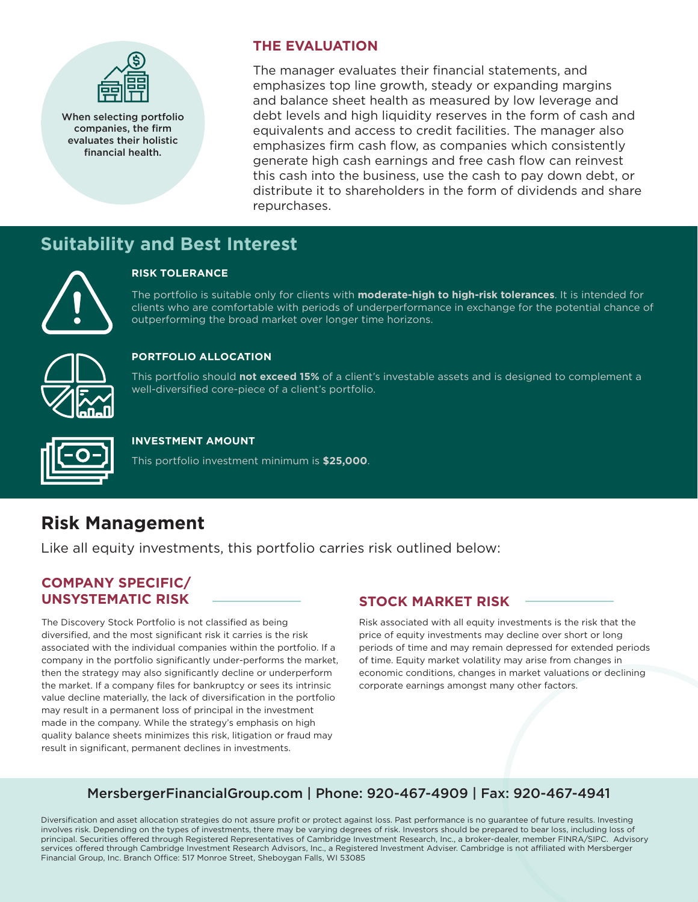When selecting portfolio companies, the firm evaluates their holistic financial health.

### THE EVALUATION

The manager evaluates their financial statements, and emphasizes top line growth, steady or expanding margins and balance sheet health as measured by low leverage and debt levels and high liquidity reserves in the form of cash and equivalents and access to credit facilities. The manager also emphasizes firm cash flow, as companies which consistently generate high cash earnings and free cash flow can reinvest this cash into the business, use the cash to pay down debt, or distribute it to shareholders in the form of dividends and share repurchases.

## Suitability and Best Interest

### RISK TOLERANCE

The portfolio is suitable only for clients with **moderate-high to high-risk tolerances**. It is intended for clients who are comfortable with periods of underperformance in exchange for the potential chance of outperforming the broad market over longer time horizons.

### PORTFOLIO ALLOCATION

This portfolio should **not exceed 15%** of a client's investable assets and is designed to complement a well-diversified core-piece of a client's portfolio.

### INVESTMENT AMOUNT

This portfolio investment minimum is **$25,000**.

## Risk Management

Like all equity investments, this portfolio carries risk outlined below:

### COMPANY SPECIFIC/ UNSYSTEMATIC RISK

The Discovery Stock Portfolio is not classified as being diversified, and the most significant risk it carries is the risk associated with the individual companies within the portfolio. If a company in the portfolio significantly under-performs the market, then the strategy may also significantly decline or underperform the market. If a company files for bankruptcy or sees its intrinsic value decline materially, the lack of diversification in the portfolio may result in a permanent loss of principal in the investment made in the company. While the strategy's emphasis on high quality balance sheets minimizes this risk, litigation or fraud may result in significant, permanent declines in investments.

### STOCK MARKET RISK

Risk associated with all equity investments is the risk that the price of equity investments may decline over short or long periods of time and may remain depressed for extended periods of time. Equity market volatility may arise from changes in economic conditions, changes in market valuations or declining corporate earnings amongst many other factors.

MersbergerFinancialGroup.com | Phone: 920-467-4909 | Fax: 920-467-4941

Diversification and asset allocation strategies do not assure profit or protect against loss. Past performance is no guarantee of future results. Investing involves risk. Depending on the types of investments, there may be varying degrees of risk. Investors should be prepared to bear loss, including loss of principal. Securities offered through Registered Representatives of Cambridge Investment Research, Inc., a broker-dealer, member FINRA/SIPC. Advisory services offered through Cambridge Investment Research Advisors, Inc., a Registered Investment Adviser. Cambridge is not affiliated with Mersberger Financial Group, Inc. Branch Office: 517 Monroe Street, Sheboygan Falls, WI 53085